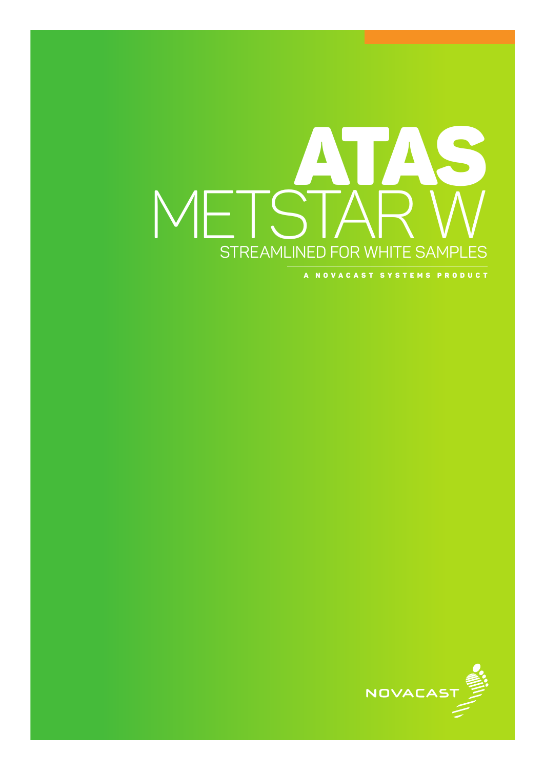# ATAS

# METSTAR W

## STREAMLINED FOR WHITE SAMPLES

A NOVACAST SYSTEMS PRODUCT

NOVACAST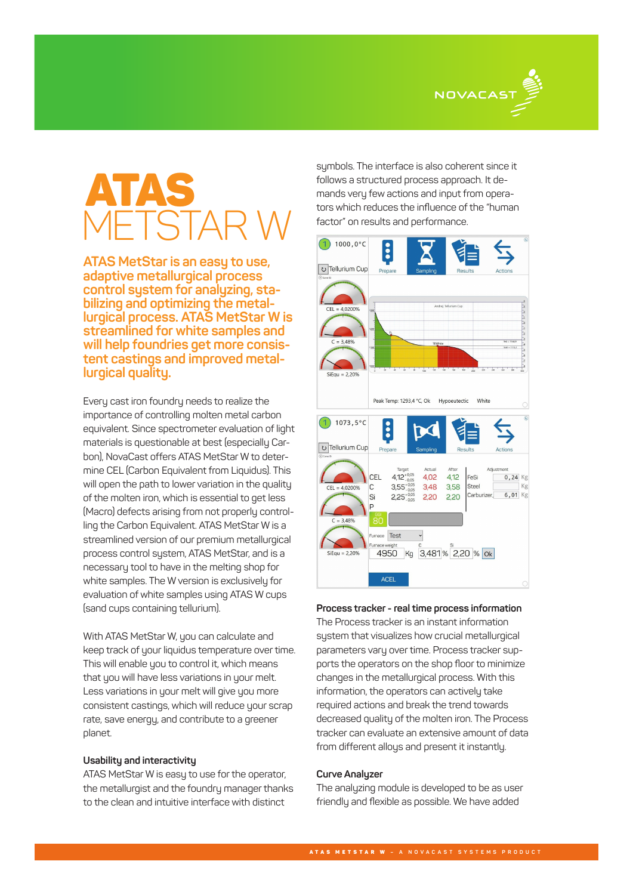# ATAS METSTAR W

**ATAS MetStar is an easy to use, adaptive metallurgical process control system for analyzing, stabilizing and optimizing the metallurgical process. ATAS MetStar W is streamlined for white samples and will help foundries get more consistent castings and improved metallurgical quality.**

Every cast iron foundry needs to realize the importance of controlling molten metal carbon equivalent. Since spectrometer evaluation of light materials is questionable at best (especially Carbon), NovaCast offers ATAS MetStar W to determine CEL (Carbon Equivalent from Liquidus). This will open the path to lower variation in the quality of the molten iron, which is essential to get less (Macro) defects arising from not properly controlling the Carbon Equivalent. ATAS MetStar W is a streamlined version of our premium metallurgical process control system, ATAS MetStar, and is a necessary tool to have in the melting shop for white samples. The W version is exclusively for evaluation of white samples using ATAS W cups (sand cups containing tellurium).

With ATAS MetStar W, you can calculate and keep track of your liquidus temperature over time. This will enable you to control it, which means that you will have less variations in your melt. Less variations in your melt will give you more consistent castings, which will reduce your scrap rate, save energy, and contribute to a greener planet.

**Usability and interactivity**

ATAS MetStar W is easy to use for the operator, the metallurgist and the foundry manager thanks to the clean and intuitive interface with distinct symbols. The interface is also coherent since it follows a structured process approach. It demands very few actions and input from operators which reduces the influence of the "human factor" on results and performance.

**Process tracker - real time process information**

The Process tracker is an instant information system that visualizes how crucial metallurgical parameters vary over time. Process tracker supports the operators on the shop floor to minimize changes in the metallurgical process. With this information, the operators can actively take required actions and break the trend towards decreased quality of the molten iron. The Process tracker can evaluate an extensive amount of data from different alloys and present it instantly.

**Curve Analyzer**

The analyzing module is developed to be as user friendly and flexible as possible. We have added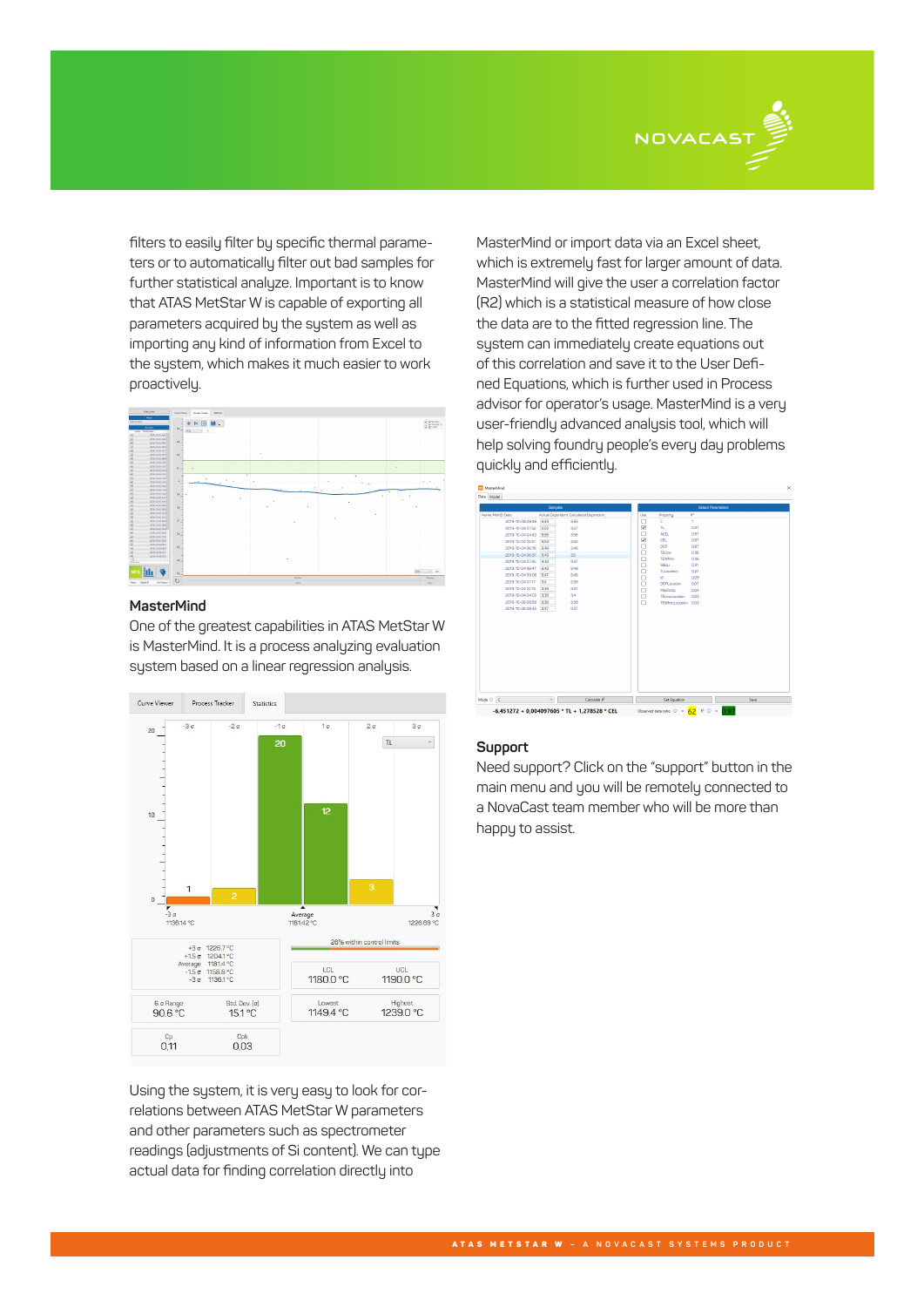filters to easily filter by specific thermal parameters or to automatically filter out bad samples for further statistical analyze. Important is to know that ATAS MetStar W is capable of exporting all parameters acquired by the system as well as importing any kind of information from Excel to the system, which makes it much easier to work proactively.

### MasterMind

One of the greatest capabilities in ATAS MetStar W is MasterMind. It is a process analyzing evaluation system based on a linear regression analysis.

Using the system, it is very easy to look for correlations between ATAS MetStar W parameters and other parameters such as spectrometer readings (adjustments of Si content). We can type actual data for finding correlation directly into MasterMind or import data via an Excel sheet, which is extremely fast for larger amount of data. MasterMind will give the user a correlation factor ($R2$) which is a statistical measure of how close the data are to the fitted regression line. The system can immediately create equations out of this correlation and save it to the User Defined Equations, which is further used in Process advisor for operator's usage. MasterMind is a very user-friendly advanced analysis tool, which will help solving foundry people's every day problems quickly and efficiently.

### Support

Need support? Click on the "support" button in the main menu and you will be remotely connected to a NovaCast team member who will be more than happy to assist.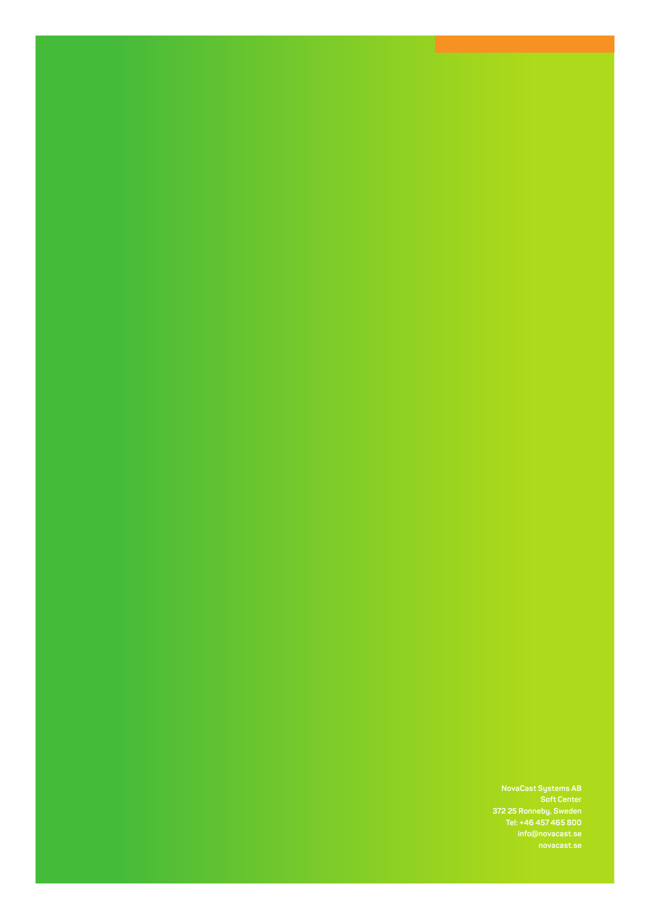NovaCast Systems AB
Soft Center
372 25 Ronneby, Sweden
Tel: +46 457 465 800
info@novacast.se
novacast.se